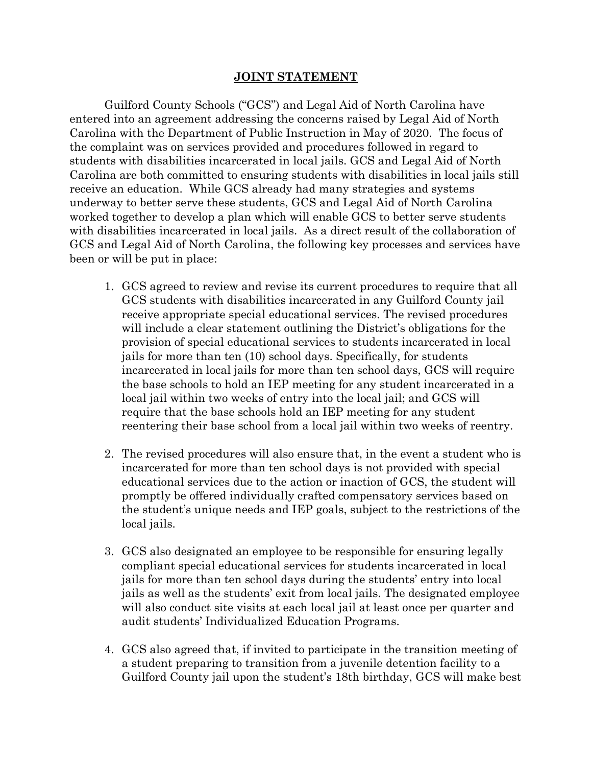# JOINT STATEMENT

Guilford County Schools ("GCS") and Legal Aid of North Carolina have entered into an agreement addressing the concerns raised by Legal Aid of North Carolina with the Department of Public Instruction in May of 2020. The focus of the complaint was on services provided and procedures followed in regard to students with disabilities incarcerated in local jails. GCS and Legal Aid of North Carolina are both committed to ensuring students with disabilities in local jails still receive an education. While GCS already had many strategies and systems underway to better serve these students, GCS and Legal Aid of North Carolina worked together to develop a plan which will enable GCS to better serve students with disabilities incarcerated in local jails. As a direct result of the collaboration of GCS and Legal Aid of North Carolina, the following key processes and services have been or will be put in place:

1. GCS agreed to review and revise its current procedures to require that all GCS students with disabilities incarcerated in any Guilford County jail receive appropriate special educational services. The revised procedures will include a clear statement outlining the District's obligations for the provision of special educational services to students incarcerated in local jails for more than ten (10) school days. Specifically, for students incarcerated in local jails for more than ten school days, GCS will require the base schools to hold an IEP meeting for any student incarcerated in a local jail within two weeks of entry into the local jail; and GCS will require that the base schools hold an IEP meeting for any student reentering their base school from a local jail within two weeks of reentry.

2. The revised procedures will also ensure that, in the event a student who is incarcerated for more than ten school days is not provided with special educational services due to the action or inaction of GCS, the student will promptly be offered individually crafted compensatory services based on the student's unique needs and IEP goals, subject to the restrictions of the local jails.

3. GCS also designated an employee to be responsible for ensuring legally compliant special educational services for students incarcerated in local jails for more than ten school days during the students' entry into local jails as well as the students' exit from local jails. The designated employee will also conduct site visits at each local jail at least once per quarter and audit students' Individualized Education Programs.

4. GCS also agreed that, if invited to participate in the transition meeting of a student preparing to transition from a juvenile detention facility to a Guilford County jail upon the student's 18th birthday, GCS will make best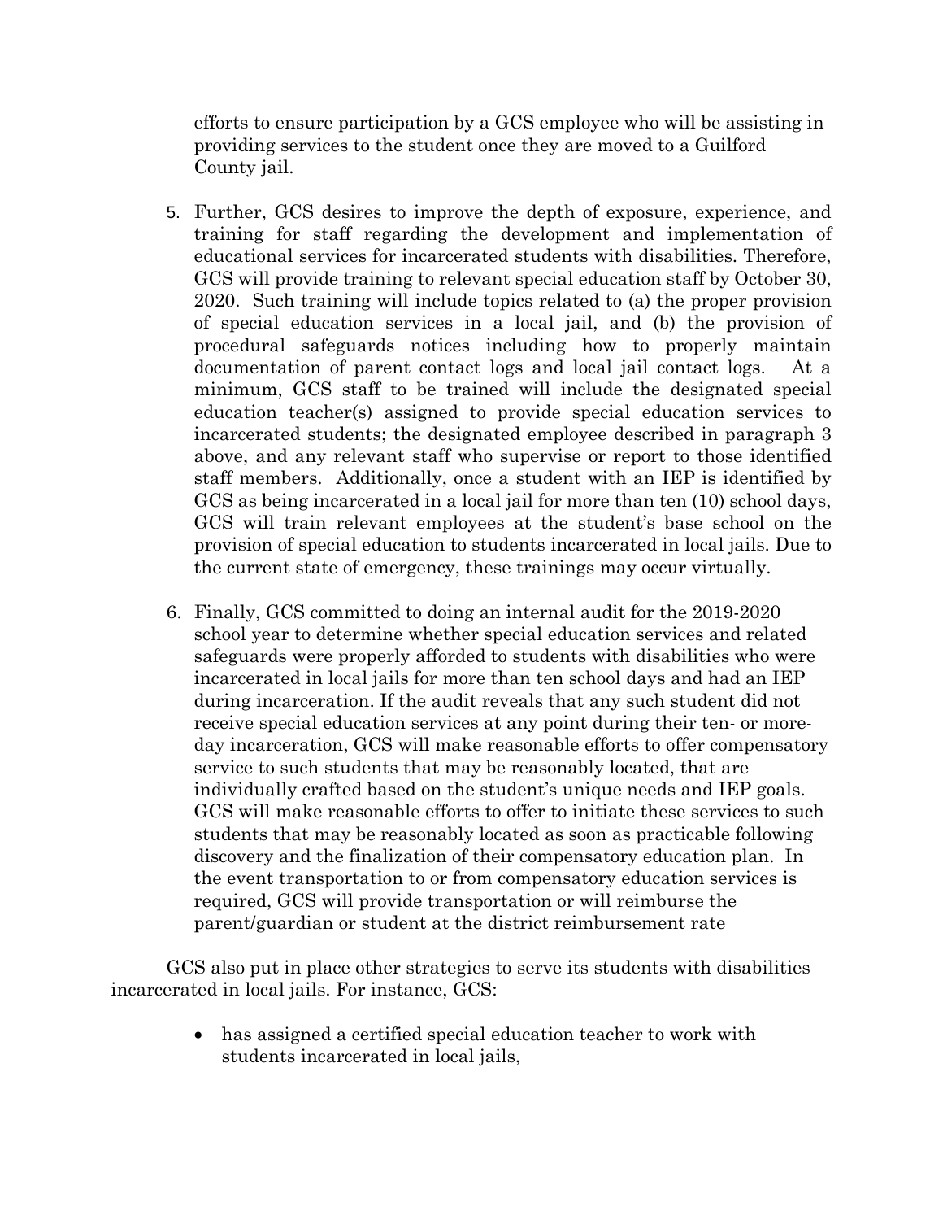efforts to ensure participation by a GCS employee who will be assisting in providing services to the student once they are moved to a Guilford County jail.

5. Further, GCS desires to improve the depth of exposure, experience, and training for staff regarding the development and implementation of educational services for incarcerated students with disabilities. Therefore, GCS will provide training to relevant special education staff by October 30, 2020. Such training will include topics related to (a) the proper provision of special education services in a local jail, and (b) the provision of procedural safeguards notices including how to properly maintain documentation of parent contact logs and local jail contact logs. At a minimum, GCS staff to be trained will include the designated special education teacher(s) assigned to provide special education services to incarcerated students; the designated employee described in paragraph 3 above, and any relevant staff who supervise or report to those identified staff members. Additionally, once a student with an IEP is identified by GCS as being incarcerated in a local jail for more than ten (10) school days, GCS will train relevant employees at the student's base school on the provision of special education to students incarcerated in local jails. Due to the current state of emergency, these trainings may occur virtually.

6. Finally, GCS committed to doing an internal audit for the 2019-2020 school year to determine whether special education services and related safeguards were properly afforded to students with disabilities who were incarcerated in local jails for more than ten school days and had an IEP during incarceration. If the audit reveals that any such student did not receive special education services at any point during their ten- or more-day incarceration, GCS will make reasonable efforts to offer compensatory service to such students that may be reasonably located, that are individually crafted based on the student's unique needs and IEP goals. GCS will make reasonable efforts to offer to initiate these services to such students that may be reasonably located as soon as practicable following discovery and the finalization of their compensatory education plan. In the event transportation to or from compensatory education services is required, GCS will provide transportation or will reimburse the parent/guardian or student at the district reimbursement rate

GCS also put in place other strategies to serve its students with disabilities incarcerated in local jails. For instance, GCS:

- has assigned a certified special education teacher to work with students incarcerated in local jails,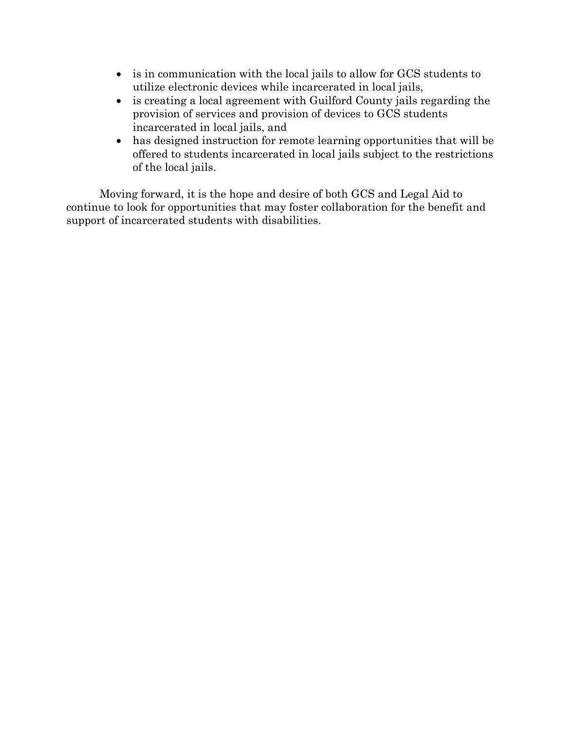- is in communication with the local jails to allow for GCS students to utilize electronic devices while incarcerated in local jails,
- is creating a local agreement with Guilford County jails regarding the provision of services and provision of devices to GCS students incarcerated in local jails, and
- has designed instruction for remote learning opportunities that will be offered to students incarcerated in local jails subject to the restrictions of the local jails.

Moving forward, it is the hope and desire of both GCS and Legal Aid to continue to look for opportunities that may foster collaboration for the benefit and support of incarcerated students with disabilities.